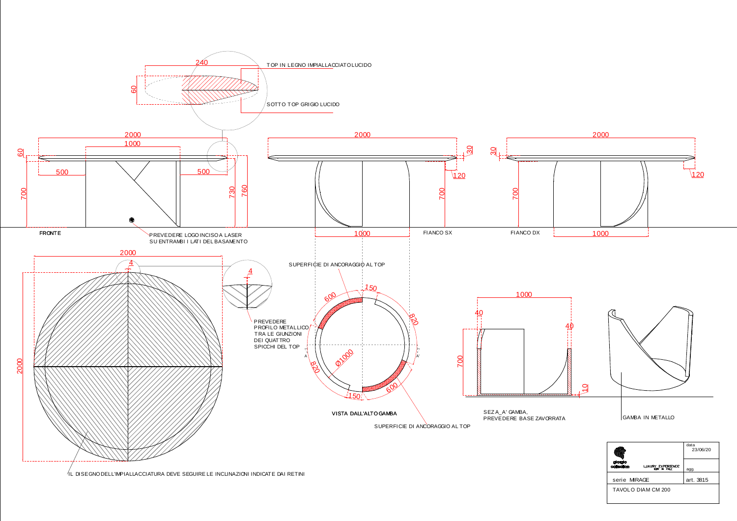TOP IN LEGNO IMPIALLACCIATO LUCIDO

SOTTO TOP GRIGIO LUCIDO

240

60

2000

1000

60

500

500

700

730

760

FRONTE

PREVEDERE LOGO INCISO A LASER SU ENTRAMBI I LATI DEL BASAMENTO

2000

30

120

700

1000

FIANCO SX

2000

30

120

700

1000

FIANCO DX

2000

4

2000

4

PREVEDERE PROFILO METALLICO TRA LE GIUNZIONI DEI QUATTRO SPICCHI DEL TOP

IL DISEGNO DELL'IMPIALLACCIATURA DEVE SEGUIRE LE INCLINAZIONI INDICATE DAI RETINI

SUPERFICIE DI ANCORAGGIO AL TOP

600

150

820

Ø1000

820

150

600

A

A'

VISTA DALL'ALTO GAMBA

SUPERFICIE DI ANCORAGGIO AL TOP

1000

40

40

700

10

SEZ A_A' GAMBA, PREVEDERE BASE ZAVORRATA

GAMBA IN METALLO

| giorgio collection LUXURY EXPERIENCE MADE IN ITALY | data 23/06/20 |
|---|---|
| | agg. |
| serie MIRAGE | art. 3815 |
| TAVOLO DIAM CM 200 | |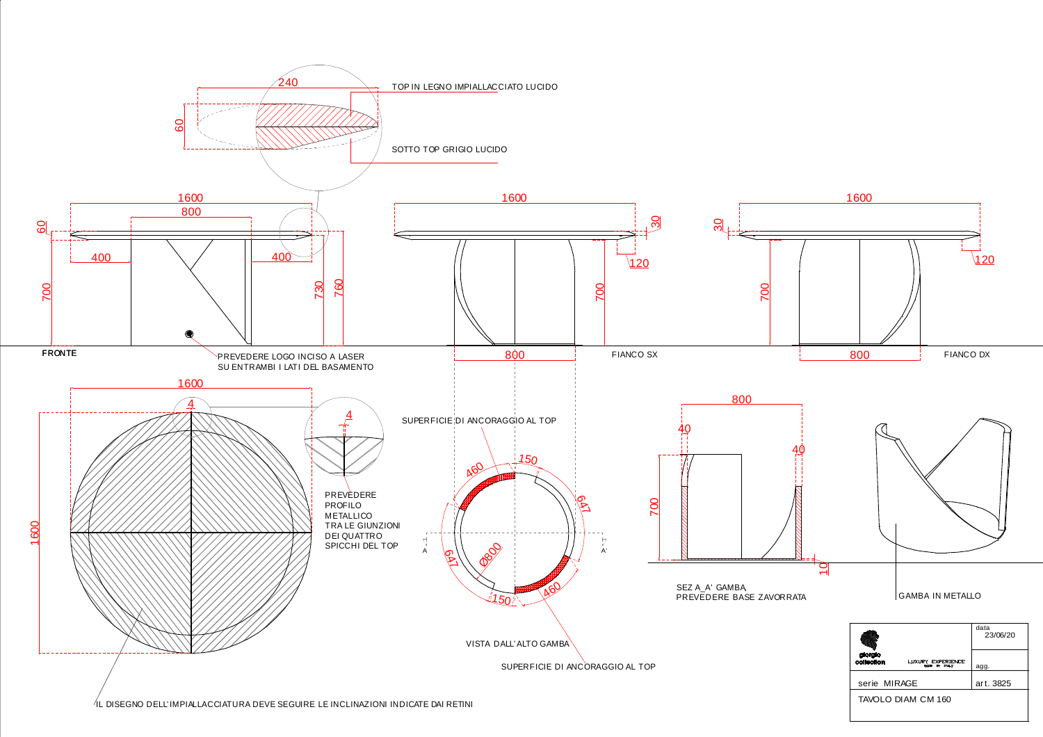TOP IN LEGNO IMPIALLACCIATO LUCIDO

SOTTO TOP GRIGIO LUCIDO

240

60

1600

800

400

400

60

700

730

760

FRONTE

PREVEDERE LOGO INCISO A LASER
SU ENTRAMBI I LATI DEL BASAMENTO

1600

30

120

700

800

FIANCO SX

1600

30

120

700

800

FIANCO DX

1600

4

1600

4

PREVEDERE
PROFILO
METALLICO
TRA LE GIUNZIONI
DEI QUATTRO
SPICCHI DEL TOP

SUPERFICIE DI ANCORAGGIO AL TOP

460

150

647

Ø800

647

150

460

A

A'

VISTA DALL'ALTO GAMBA

SUPERFICIE DI ANCORAGGIO AL TOP

800

40

40

700

10

SEZ A_A' GAMBA,
PREVEDERE BASE ZAVORRATA

GAMBA IN METALLO

IL DISEGNO DELL'IMPIALLACCIATURA DEVE SEGUIRE LE INCLINAZIONI INDICATE DAI RETINI

| | |
|---|---|
| giorgio collection LUXURY EXPERIENCE MADE IN ITALY | data 23/06/20 |
| | agg. |
| serie MIRAGE | art. 3825 |
| TAVOLO DIAM CM 160 | |